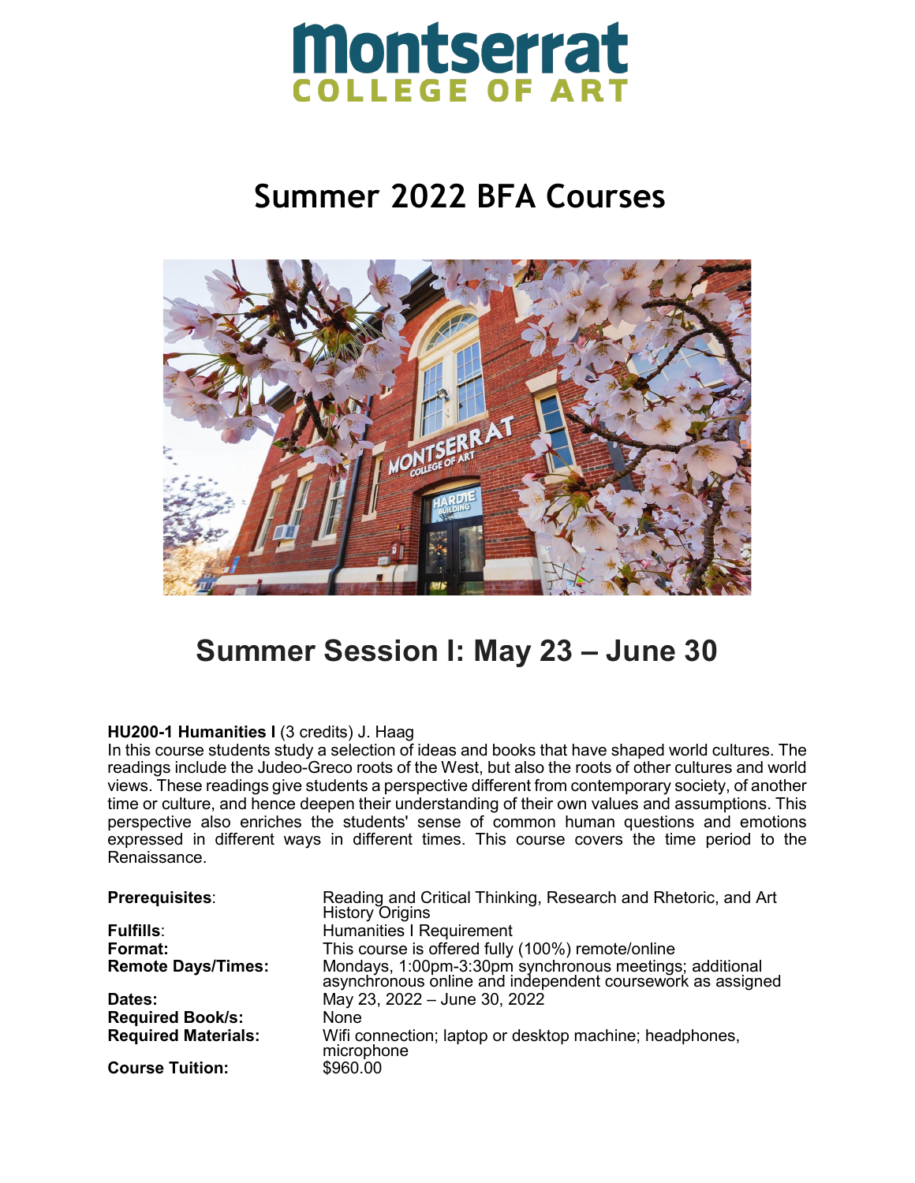# Montserrat COLLEGE OF ART

# Summer 2022 BFA Courses

## Summer Session I: May 23 – June 30

**HU200-1 Humanities I** (3 credits) J. Haag
In this course students study a selection of ideas and books that have shaped world cultures. The readings include the Judeo-Greco roots of the West, but also the roots of other cultures and world views. These readings give students a perspective different from contemporary society, of another time or culture, and hence deepen their understanding of their own values and assumptions. This perspective also enriches the students' sense of common human questions and emotions expressed in different ways in different times. This course covers the time period to the Renaissance.

| | |
|---|---|
| **Prerequisites**: | Reading and Critical Thinking, Research and Rhetoric, and Art History Origins |
| **Fulfills**: | Humanities I Requirement |
| **Format:** | This course is offered fully (100%) remote/online |
| **Remote Days/Times:** | Mondays, 1:00pm-3:30pm synchronous meetings; additional asynchronous online and independent coursework as assigned |
| **Dates:** | May 23, 2022 – June 30, 2022 |
| **Required Book/s:** | None |
| **Required Materials:** | Wifi connection; laptop or desktop machine; headphones, microphone |
| **Course Tuition:** | $960.00 |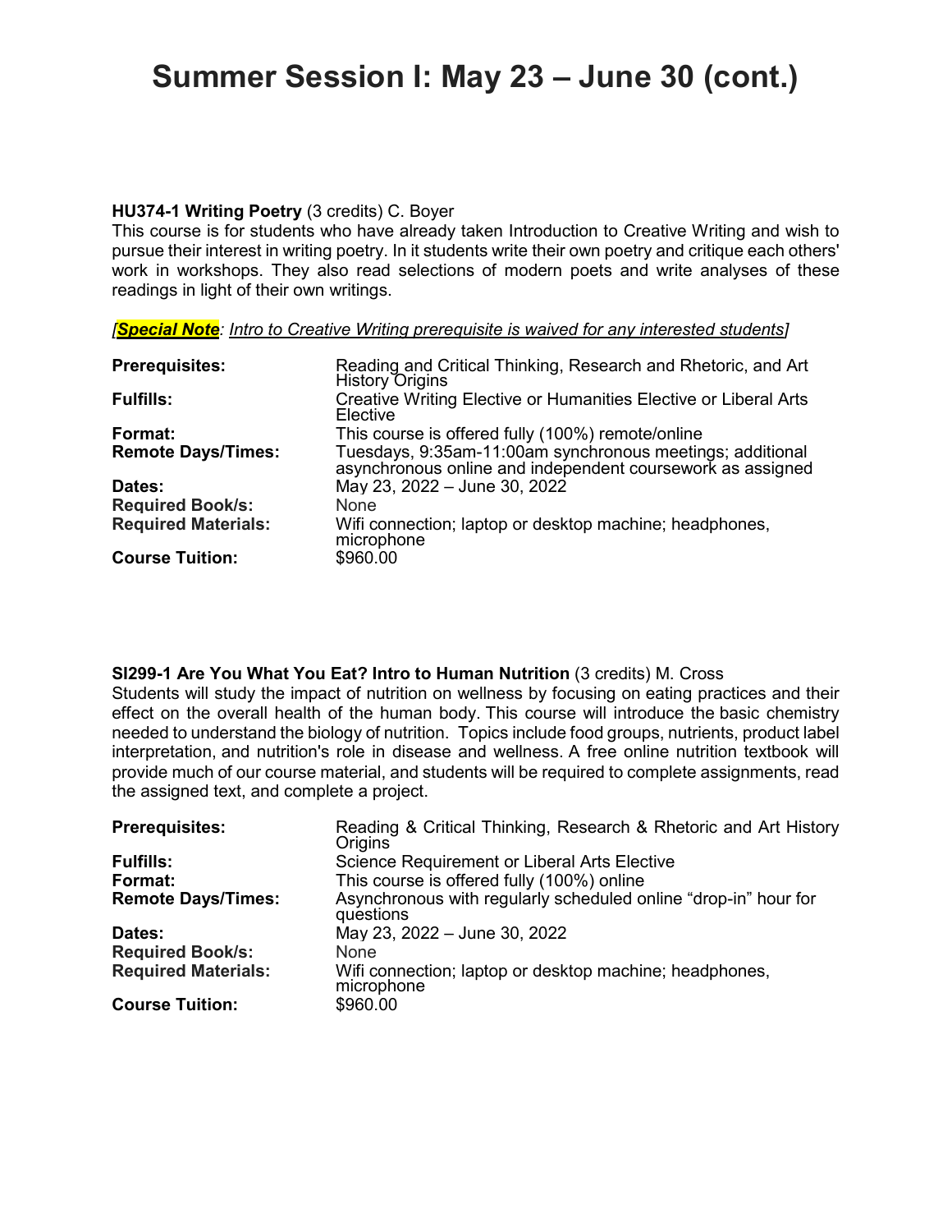# Summer Session I: May 23 – June 30 (cont.)

**HU374-1 Writing Poetry** (3 credits) C. Boyer
This course is for students who have already taken Introduction to Creative Writing and wish to pursue their interest in writing poetry. In it students write their own poetry and critique each others' work in workshops. They also read selections of modern poets and write analyses of these readings in light of their own writings.

*[**Special Note**: Intro to Creative Writing prerequisite is waived for any interested students]*

| | |
|---|---|
| **Prerequisites:** | Reading and Critical Thinking, Research and Rhetoric, and Art History Origins |
| **Fulfills:** | Creative Writing Elective or Humanities Elective or Liberal Arts Elective |
| **Format:** | This course is offered fully (100%) remote/online |
| **Remote Days/Times:** | Tuesdays, 9:35am-11:00am synchronous meetings; additional asynchronous online and independent coursework as assigned |
| **Dates:** | May 23, 2022 – June 30, 2022 |
| **Required Book/s:** | None |
| **Required Materials:** | Wifi connection; laptop or desktop machine; headphones, microphone |
| **Course Tuition:** | $960.00 |

**SI299-1 Are You What You Eat? Intro to Human Nutrition** (3 credits) M. Cross
Students will study the impact of nutrition on wellness by focusing on eating practices and their effect on the overall health of the human body. This course will introduce the basic chemistry needed to understand the biology of nutrition. Topics include food groups, nutrients, product label interpretation, and nutrition's role in disease and wellness. A free online nutrition textbook will provide much of our course material, and students will be required to complete assignments, read the assigned text, and complete a project.

| | |
|---|---|
| **Prerequisites:** | Reading & Critical Thinking, Research & Rhetoric and Art History Origins |
| **Fulfills:** | Science Requirement or Liberal Arts Elective |
| **Format:** | This course is offered fully (100%) online |
| **Remote Days/Times:** | Asynchronous with regularly scheduled online "drop-in" hour for questions |
| **Dates:** | May 23, 2022 – June 30, 2022 |
| **Required Book/s:** | None |
| **Required Materials:** | Wifi connection; laptop or desktop machine; headphones, microphone |
| **Course Tuition:** | $960.00 |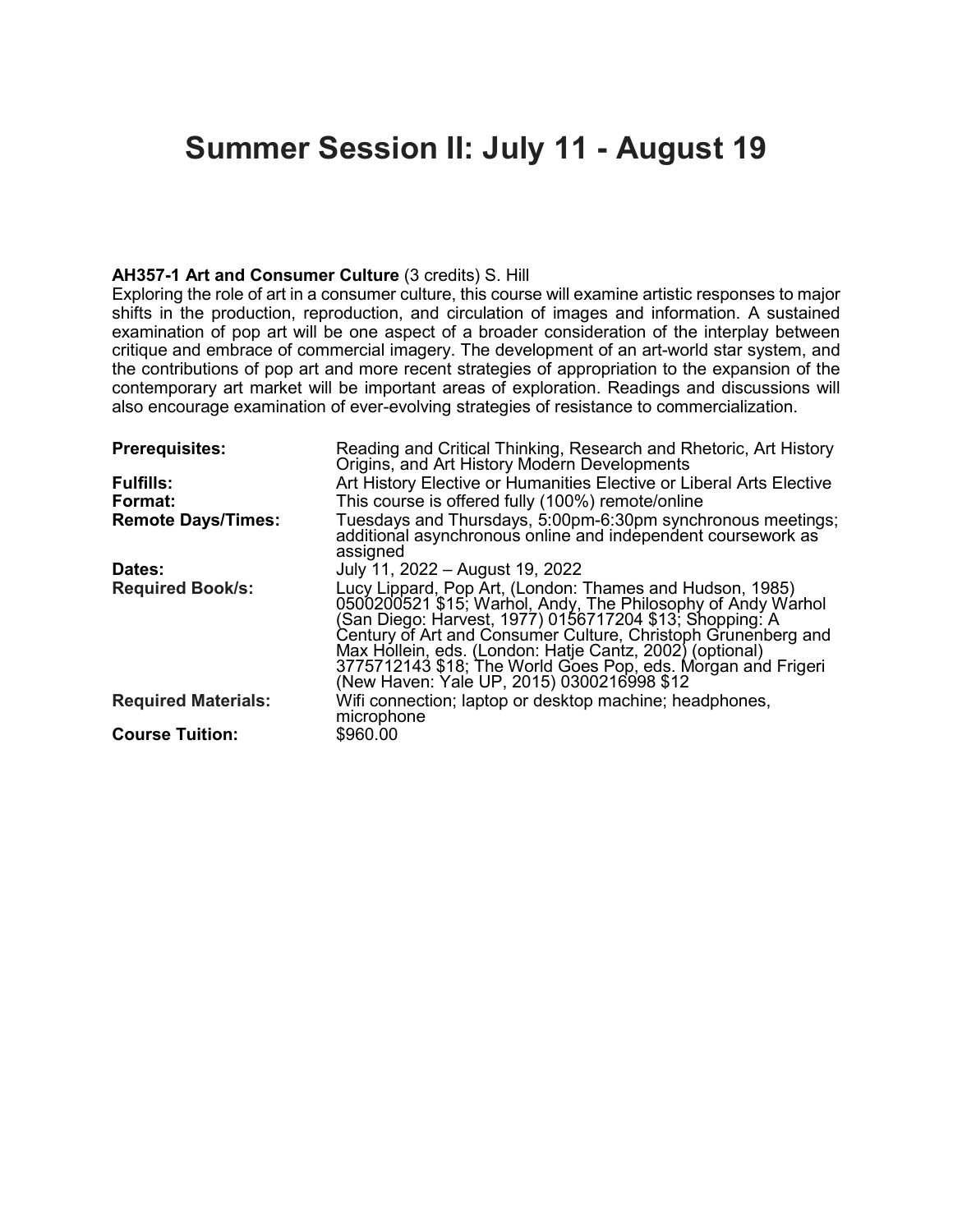# Summer Session II: July 11 - August 19

**AH357-1 Art and Consumer Culture** (3 credits) S. Hill

Exploring the role of art in a consumer culture, this course will examine artistic responses to major shifts in the production, reproduction, and circulation of images and information. A sustained examination of pop art will be one aspect of a broader consideration of the interplay between critique and embrace of commercial imagery. The development of an art-world star system, and the contributions of pop art and more recent strategies of appropriation to the expansion of the contemporary art market will be important areas of exploration. Readings and discussions will also encourage examination of ever-evolving strategies of resistance to commercialization.

| | |
|---|---|
| **Prerequisites:** | Reading and Critical Thinking, Research and Rhetoric, Art History Origins, and Art History Modern Developments |
| **Fulfills:** | Art History Elective or Humanities Elective or Liberal Arts Elective |
| **Format:** | This course is offered fully (100%) remote/online |
| **Remote Days/Times:** | Tuesdays and Thursdays, 5:00pm-6:30pm synchronous meetings; additional asynchronous online and independent coursework as assigned |
| **Dates:** | July 11, 2022 – August 19, 2022 |
| **Required Book/s:** | Lucy Lippard, Pop Art, (London: Thames and Hudson, 1985) 0500200521 $15; Warhol, Andy, The Philosophy of Andy Warhol (San Diego: Harvest, 1977) 0156717204 $13; Shopping: A Century of Art and Consumer Culture, Christoph Grunenberg and Max Hollein, eds. (London: Hatje Cantz, 2002) (optional) 3775712143 $18; The World Goes Pop, eds. Morgan and Frigeri (New Haven: Yale UP, 2015) 0300216998 $12 |
| **Required Materials:** | Wifi connection; laptop or desktop machine; headphones, microphone |
| **Course Tuition:** | $960.00 |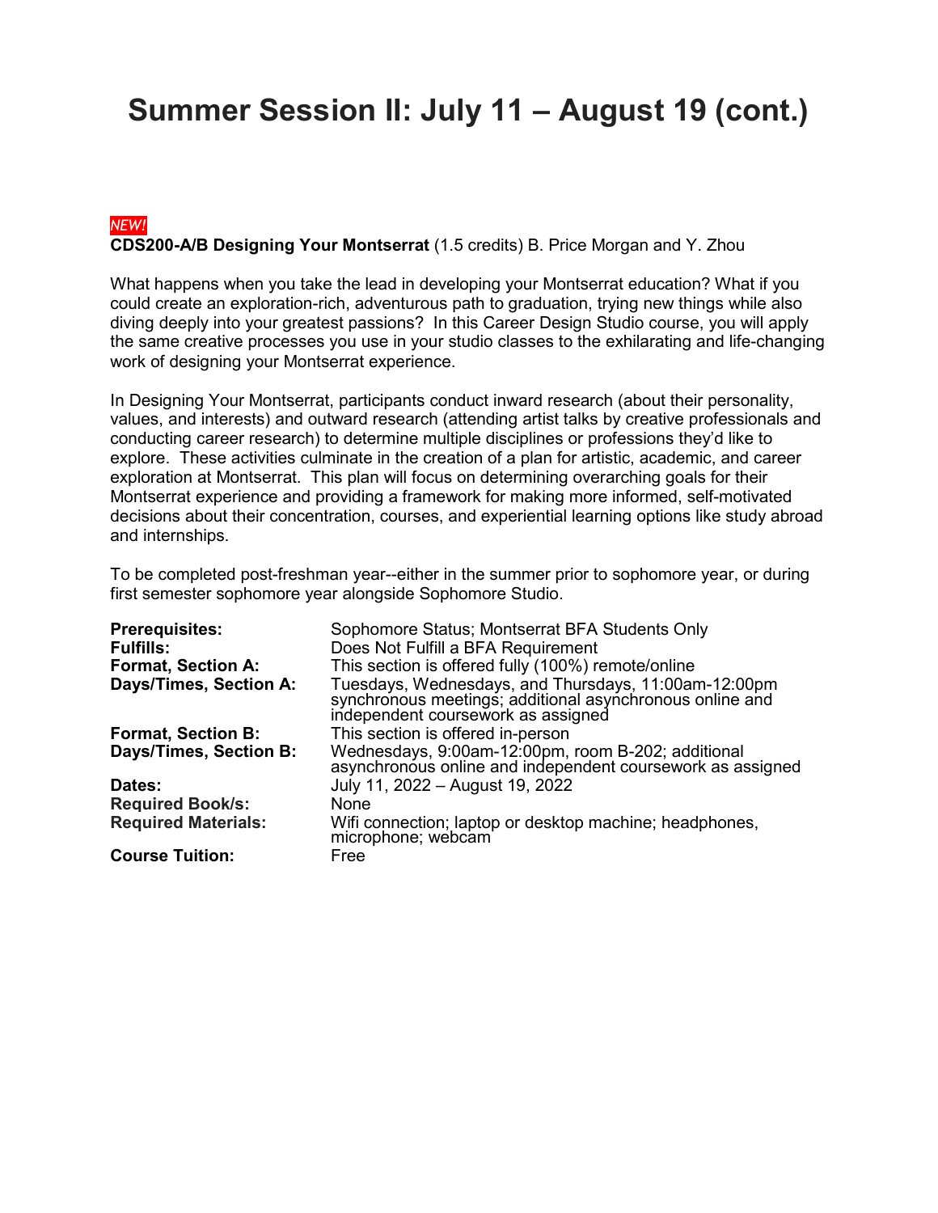# Summary Session II: July 11 – August 19 (cont.)

*NEW!*

**CDS200-A/B Designing Your Montserrat** (1.5 credits) B. Price Morgan and Y. Zhou

What happens when you take the lead in developing your Montserrat education? What if you could create an exploration-rich, adventurous path to graduation, trying new things while also diving deeply into your greatest passions? In this Career Design Studio course, you will apply the same creative processes you use in your studio classes to the exhilarating and life-changing work of designing your Montserrat experience.

In Designing Your Montserrat, participants conduct inward research (about their personality, values, and interests) and outward research (attending artist talks by creative professionals and conducting career research) to determine multiple disciplines or professions they'd like to explore. These activities culminate in the creation of a plan for artistic, academic, and career exploration at Montserrat. This plan will focus on determining overarching goals for their Montserrat experience and providing a framework for making more informed, self-motivated decisions about their concentration, courses, and experiential learning options like study abroad and internships.

To be completed post-freshman year--either in the summer prior to sophomore year, or during first semester sophomore year alongside Sophomore Studio.

| | |
|---|---|
| **Prerequisites:** | Sophomore Status; Montserrat BFA Students Only |
| **Fulfills:** | Does Not Fulfill a BFA Requirement |
| **Format, Section A:** | This section is offered fully (100%) remote/online |
| **Days/Times, Section A:** | Tuesdays, Wednesdays, and Thursdays, 11:00am-12:00pm synchronous meetings; additional asynchronous online and independent coursework as assigned |
| **Format, Section B:** | This section is offered in-person |
| **Days/Times, Section B:** | Wednesdays, 9:00am-12:00pm, room B-202; additional asynchronous online and independent coursework as assigned |
| **Dates:** | July 11, 2022 – August 19, 2022 |
| **Required Book/s:** | None |
| **Required Materials:** | Wifi connection; laptop or desktop machine; headphones, microphone; webcam |
| **Course Tuition:** | Free |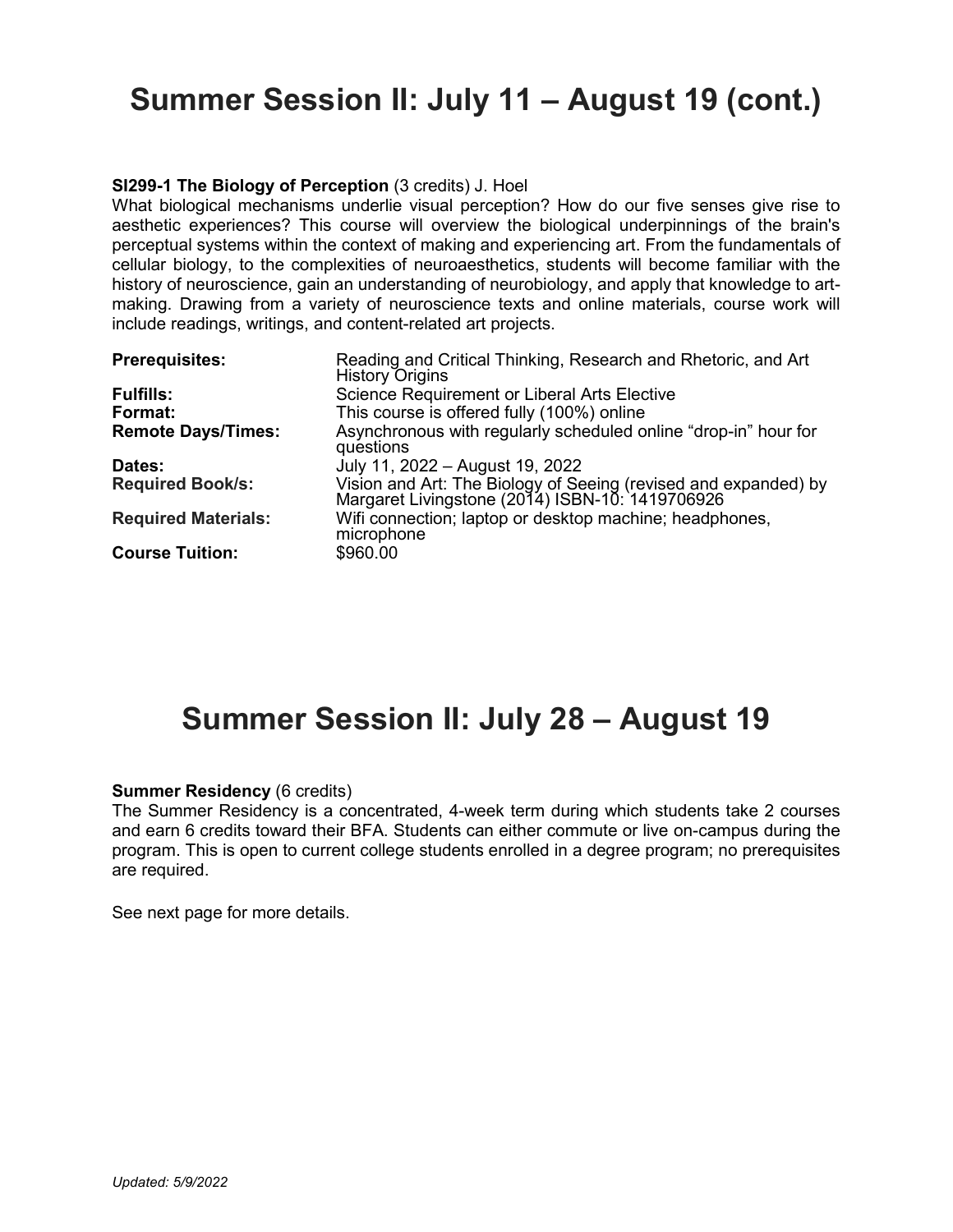# Summer Session II: July 11 – August 19 (cont.)

**SI299-1 The Biology of Perception** (3 credits) J. Hoel

What biological mechanisms underlie visual perception? How do our five senses give rise to aesthetic experiences? This course will overview the biological underpinnings of the brain's perceptual systems within the context of making and experiencing art. From the fundamentals of cellular biology, to the complexities of neuroaesthetics, students will become familiar with the history of neuroscience, gain an understanding of neurobiology, and apply that knowledge to art-making. Drawing from a variety of neuroscience texts and online materials, course work will include readings, writings, and content-related art projects.

| | |
|---|---|
| **Prerequisites:** | Reading and Critical Thinking, Research and Rhetoric, and Art History Origins |
| **Fulfills:** | Science Requirement or Liberal Arts Elective |
| **Format:** | This course is offered fully (100%) online |
| **Remote Days/Times:** | Asynchronous with regularly scheduled online “drop-in” hour for questions |
| **Dates:** | July 11, 2022 – August 19, 2022 |
| **Required Book/s:** | Vision and Art: The Biology of Seeing (revised and expanded) by Margaret Livingstone (2014) ISBN-10: 1419706926 |
| **Required Materials:** | Wifi connection; laptop or desktop machine; headphones, microphone |
| **Course Tuition:** | $960.00 |

# Summer Session II: July 28 – August 19

**Summer Residency** (6 credits)

The Summer Residency is a concentrated, 4-week term during which students take 2 courses and earn 6 credits toward their BFA. Students can either commute or live on-campus during the program. This is open to current college students enrolled in a degree program; no prerequisites are required.

See next page for more details.

*Updated: 5/9/2022*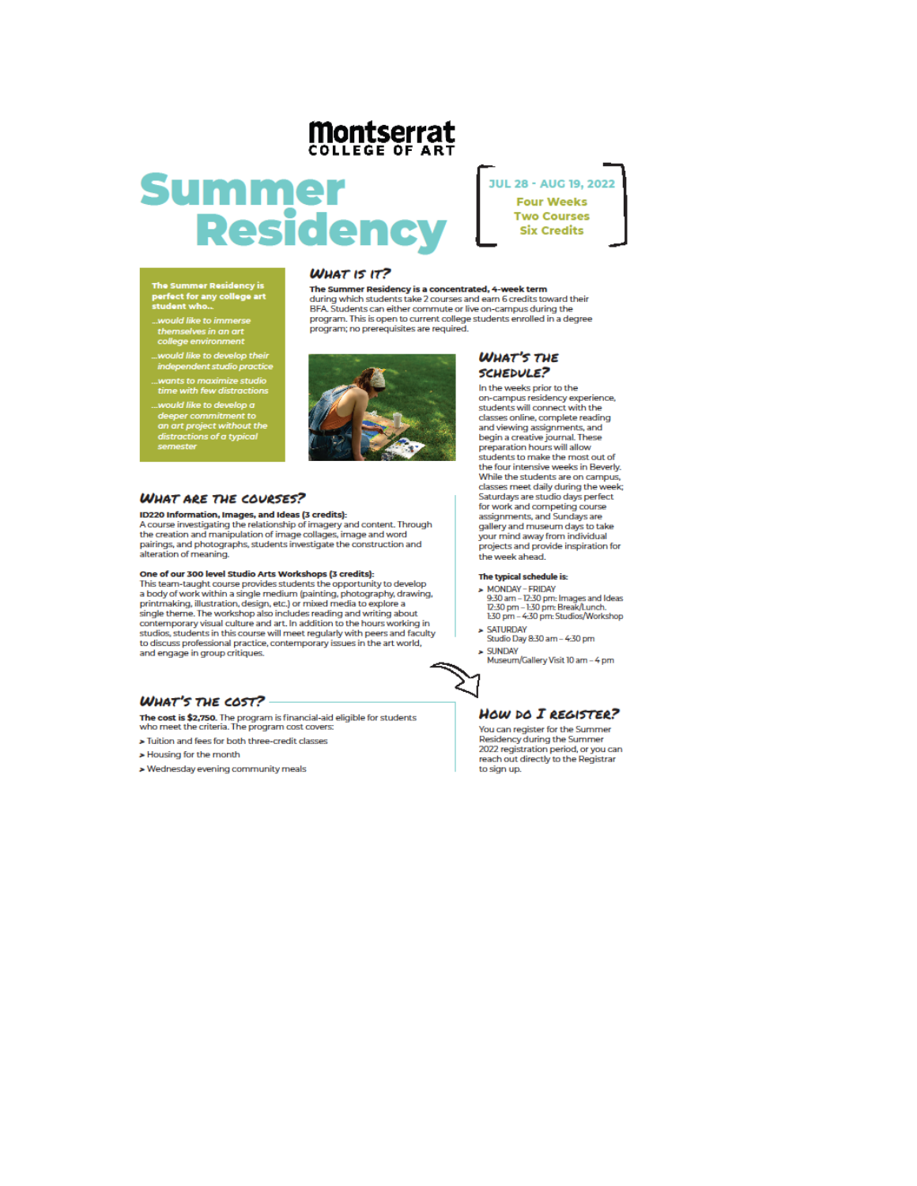# Montserrat COLLEGE OF ART

# Summer Residency

JUL 28 - AUG 19, 2022
Four Weeks
Two Courses
Six Credits

**The Summer Residency is perfect for any college art student who...**

- *...would like to immerse themselves in an art college environment*
- *...would like to develop their independent studio practice*
- *...wants to maximize studio time with few distractions*
- *...would like to develop a deeper commitment to an art project without the distractions of a typical semester*

## WHAT IS IT?

**The Summer Residency is a concentrated, 4-week term** during which students take 2 courses and earn 6 credits toward their BFA. Students can either commute or live on-campus during the program. This is open to current college students enrolled in a degree program; no prerequisites are required.

## WHAT'S THE SCHEDULE?

In the weeks prior to the on-campus residency experience, students will connect with the classes online, complete reading and viewing assignments, and begin a creative journal. These preparation hours will allow students to make the most out of the four intensive weeks in Beverly. While the students are on campus, classes meet daily during the week; Saturdays are studio days perfect for work and competing course assignments, and Sundays are gallery and museum days to take your mind away from individual projects and provide inspiration for the week ahead.

**The typical schedule is:**

- MONDAY – FRIDAY
  9:30 am – 12:30 pm: Images and Ideas
  12:30 pm – 1:30 pm: Break/Lunch.
  1:30 pm – 4:30 pm: Studios/Workshop
- SATURDAY
  Studio Day 8:30 am – 4:30 pm
- SUNDAY
  Museum/Gallery Visit 10 am – 4 pm

## WHAT ARE THE COURSES?

**ID220 Information, Images, and Ideas (3 credits):**
A course investigating the relationship of imagery and content. Through the creation and manipulation of image collages, image and word pairings, and photographs, students investigate the construction and alteration of meaning.

**One of our 300 level Studio Arts Workshops (3 credits):**
This team-taught course provides students the opportunity to develop a body of work within a single medium (painting, photography, drawing, printmaking, illustration, design, etc.) or mixed media to explore a single theme. The workshop also includes reading and writing about contemporary visual culture and art. In addition to the hours working in studios, students in this course will meet regularly with peers and faculty to discuss professional practice, contemporary issues in the art world, and engage in group critiques.

## WHAT'S THE COST?

**The cost is $2,750.** The program is financial-aid eligible for students who meet the criteria. The program cost covers:

- Tuition and fees for both three-credit classes
- Housing for the month
- Wednesday evening community meals

## HOW DO I REGISTER?

You can register for the Summer Residency during the Summer 2022 registration period, or you can reach out directly to the Registrar to sign up.